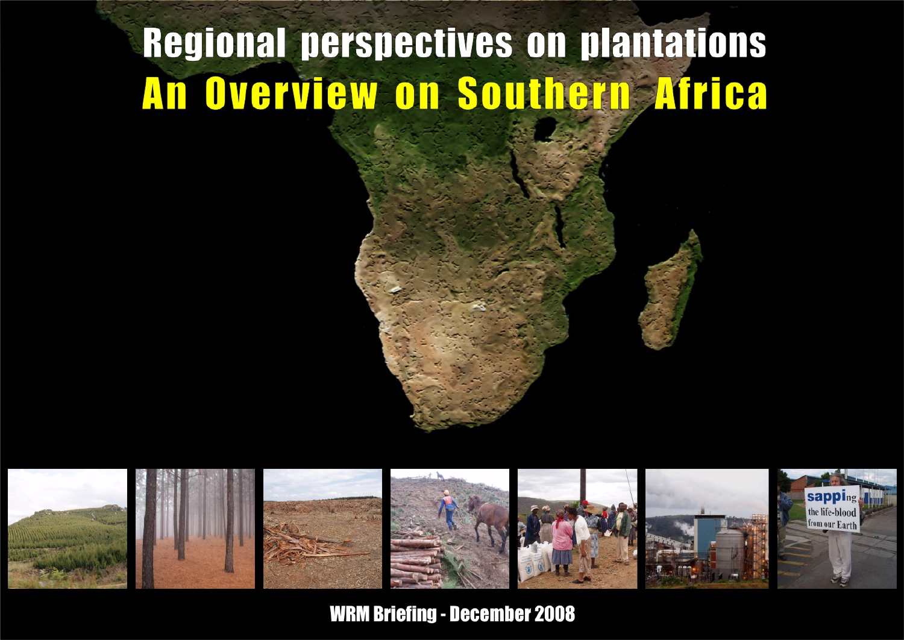# Regional perspectives on plantations

## An Overview on Southern Africa

WRM Briefing - December 2008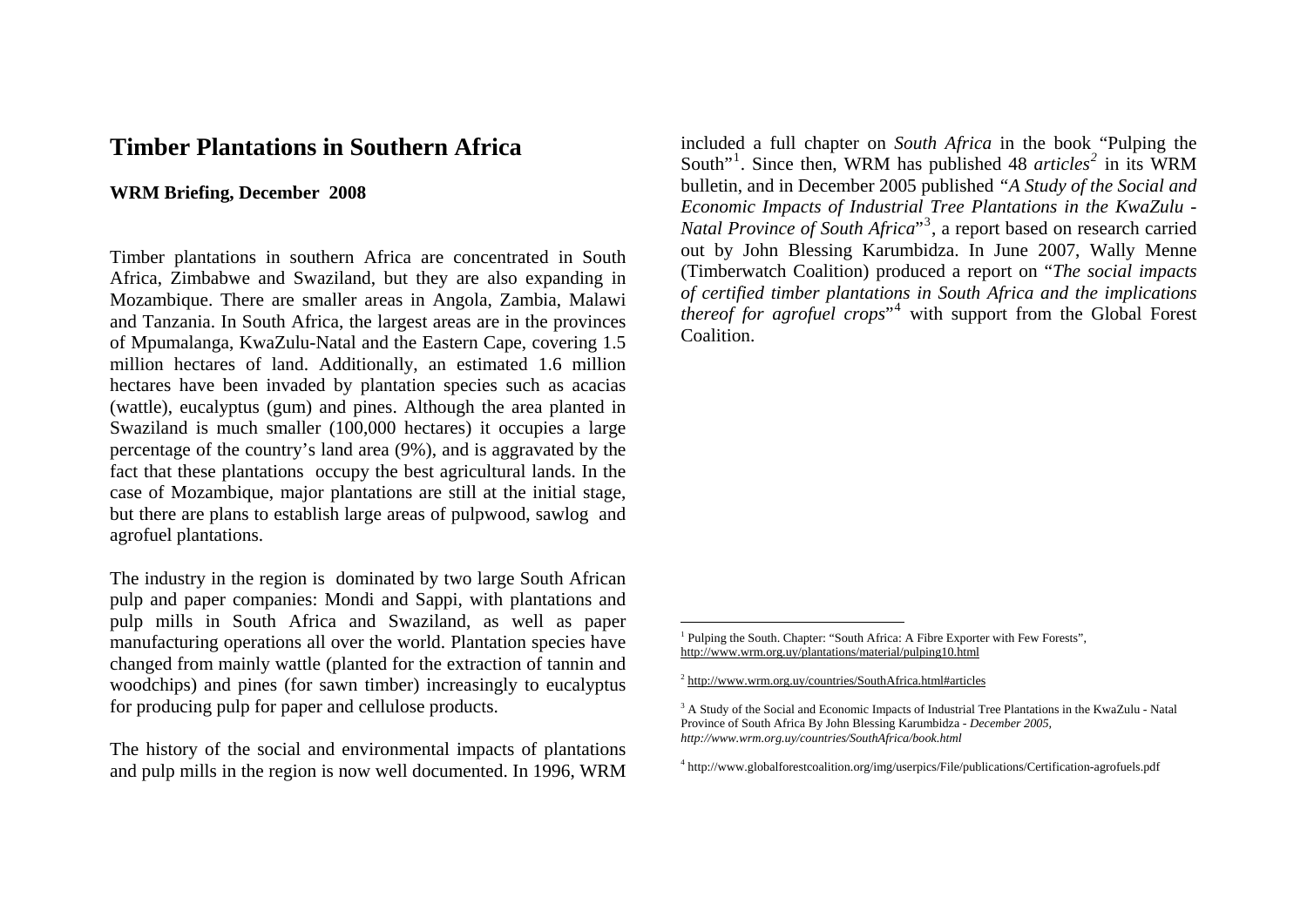# Timber Plantations in Southern Africa

**WRM Briefing, December 2008**

Timber plantations in southern Africa are concentrated in South Africa, Zimbabwe and Swaziland, but they are also expanding in Mozambique. There are smaller areas in Angola, Zambia, Malawi and Tanzania. In South Africa, the largest areas are in the provinces of Mpumalanga, KwaZulu-Natal and the Eastern Cape, covering 1.5 million hectares of land. Additionally, an estimated 1.6 million hectares have been invaded by plantation species such as acacias (wattle), eucalyptus (gum) and pines. Although the area planted in Swaziland is much smaller (100,000 hectares) it occupies a large percentage of the country's land area (9%), and is aggravated by the fact that these plantations occupy the best agricultural lands. In the case of Mozambique, major plantations are still at the initial stage, but there are plans to establish large areas of pulpwood, sawlog and agrofuel plantations.

The industry in the region is dominated by two large South African pulp and paper companies: Mondi and Sappi, with plantations and pulp mills in South Africa and Swaziland, as well as paper manufacturing operations all over the world. Plantation species have changed from mainly wattle (planted for the extraction of tannin and woodchips) and pines (for sawn timber) increasingly to eucalyptus for producing pulp for paper and cellulose products.

The history of the social and environmental impacts of plantations and pulp mills in the region is now well documented. In 1996, WRM included a full chapter on *South Africa* in the book "Pulping the South"[1]. Since then, WRM has published 48 *articles*[2] in its WRM bulletin, and in December 2005 published *"A Study of the Social and Economic Impacts of Industrial Tree Plantations in the KwaZulu - Natal Province of South Africa"*[3], a report based on research carried out by John Blessing Karumbidza. In June 2007, Wally Menne (Timberwatch Coalition) produced a report on "*The social impacts of certified timber plantations in South Africa and the implications thereof for agrofuel crops*"[4] with support from the Global Forest Coalition.

---

[1] Pulping the South. Chapter: "South Africa: A Fibre Exporter with Few Forests", http://www.wrm.org.uy/plantations/material/pulping10.html

[2] http://www.wrm.org.uy/countries/SouthAfrica.html#articles

[3] A Study of the Social and Economic Impacts of Industrial Tree Plantations in the KwaZulu - Natal Province of South Africa By John Blessing Karumbidza - *December 2005, http://www.wrm.org.uy/countries/SouthAfrica/book.html*

[4] http://www.globalforestcoalition.org/img/userpics/File/publications/Certification-agrofuels.pdf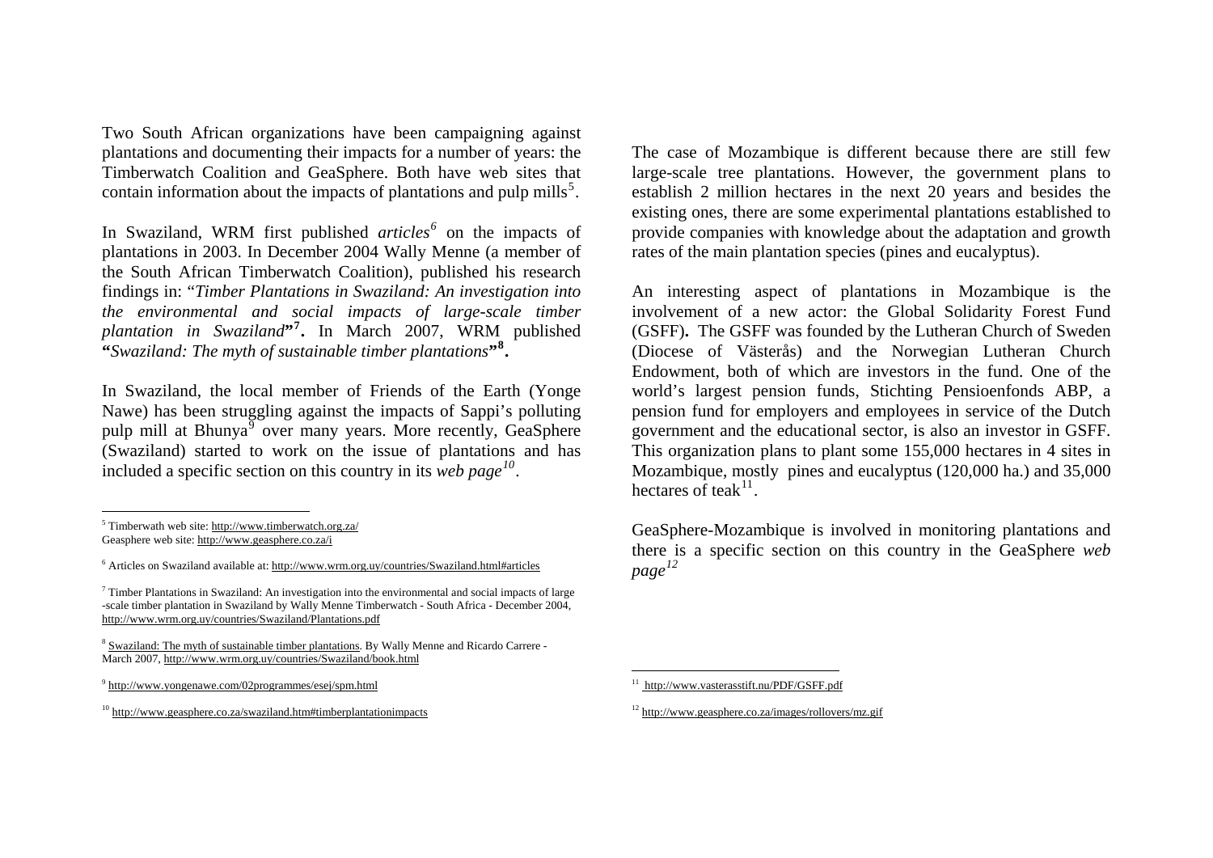Two South African organizations have been campaigning against plantations and documenting their impacts for a number of years: the Timberwatch Coalition and GeaSphere. Both have web sites that contain information about the impacts of plantations and pulp mills[5].

In Swaziland, WRM first published *articles*[6] on the impacts of plantations in 2003. In December 2004 Wally Menne (a member of the South African Timberwatch Coalition), published his research findings in: "*Timber Plantations in Swaziland: An investigation into the environmental and social impacts of large-scale timber plantation in Swaziland*"[7]. In March 2007, WRM published "*Swaziland: The myth of sustainable timber plantations*"[8].

In Swaziland, the local member of Friends of the Earth (Yonge Nawe) has been struggling against the impacts of Sappi's polluting pulp mill at Bhunya[9] over many years. More recently, GeaSphere (Swaziland) started to work on the issue of plantations and has included a specific section on this country in its *web page*[10].

The case of Mozambique is different because there are still few large-scale tree plantations. However, the government plans to establish 2 million hectares in the next 20 years and besides the existing ones, there are some experimental plantations established to provide companies with knowledge about the adaptation and growth rates of the main plantation species (pines and eucalyptus).

An interesting aspect of plantations in Mozambique is the involvement of a new actor: the Global Solidarity Forest Fund (GSFF). The GSFF was founded by the Lutheran Church of Sweden (Diocese of Västerås) and the Norwegian Lutheran Church Endowment, both of which are investors in the fund. One of the world's largest pension funds, Stichting Pensioenfonds ABP, a pension fund for employers and employees in service of the Dutch government and the educational sector, is also an investor in GSFF. This organization plans to plant some 155,000 hectares in 4 sites in Mozambique, mostly pines and eucalyptus (120,000 ha.) and 35,000 hectares of teak[11].

GeaSphere-Mozambique is involved in monitoring plantations and there is a specific section on this country in the GeaSphere *web page*[12]

---

[5] Timberwath web site: http://www.timberwatch.org.za/
Geasphere web site: http://www.geasphere.co.za/i

[6] Articles on Swaziland available at: http://www.wrm.org.uy/countries/Swaziland.html#articles

[7] Timber Plantations in Swaziland: An investigation into the environmental and social impacts of large -scale timber plantation in Swaziland by Wally Menne Timberwatch - South Africa - December 2004, http://www.wrm.org.uy/countries/Swaziland/Plantations.pdf

[8] Swaziland: The myth of sustainable timber plantations. By Wally Menne and Ricardo Carrere - March 2007, http://www.wrm.org.uy/countries/Swaziland/book.html

[9] http://www.yongenawe.com/02programmes/esej/spm.html

[10] http://www.geasphere.co.za/swaziland.htm#timberplantationimpacts

[11] http://www.vasterasstift.nu/PDF/GSFF.pdf

[12] http://www.geasphere.co.za/images/rollovers/mz.gif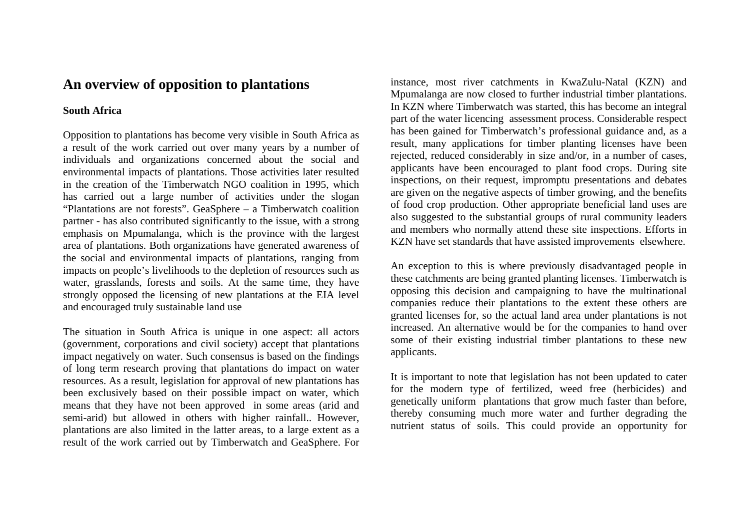# An overview of opposition to plantations

## South Africa

Opposition to plantations has become very visible in South Africa as a result of the work carried out over many years by a number of individuals and organizations concerned about the social and environmental impacts of plantations. Those activities later resulted in the creation of the Timberwatch NGO coalition in 1995, which has carried out a large number of activities under the slogan "Plantations are not forests". GeaSphere – a Timberwatch coalition partner - has also contributed significantly to the issue, with a strong emphasis on Mpumalanga, which is the province with the largest area of plantations. Both organizations have generated awareness of the social and environmental impacts of plantations, ranging from impacts on people's livelihoods to the depletion of resources such as water, grasslands, forests and soils. At the same time, they have strongly opposed the licensing of new plantations at the EIA level and encouraged truly sustainable land use

The situation in South Africa is unique in one aspect: all actors (government, corporations and civil society) accept that plantations impact negatively on water. Such consensus is based on the findings of long term research proving that plantations do impact on water resources. As a result, legislation for approval of new plantations has been exclusively based on their possible impact on water, which means that they have not been approved in some areas (arid and semi-arid) but allowed in others with higher rainfall.. However, plantations are also limited in the latter areas, to a large extent as a result of the work carried out by Timberwatch and GeaSphere. For instance, most river catchments in KwaZulu-Natal (KZN) and Mpumalanga are now closed to further industrial timber plantations. In KZN where Timberwatch was started, this has become an integral part of the water licencing assessment process. Considerable respect has been gained for Timberwatch's professional guidance and, as a result, many applications for timber planting licenses have been rejected, reduced considerably in size and/or, in a number of cases, applicants have been encouraged to plant food crops. During site inspections, on their request, impromptu presentations and debates are given on the negative aspects of timber growing, and the benefits of food crop production. Other appropriate beneficial land uses are also suggested to the substantial groups of rural community leaders and members who normally attend these site inspections. Efforts in KZN have set standards that have assisted improvements elsewhere.

An exception to this is where previously disadvantaged people in these catchments are being granted planting licenses. Timberwatch is opposing this decision and campaigning to have the multinational companies reduce their plantations to the extent these others are granted licenses for, so the actual land area under plantations is not increased. An alternative would be for the companies to hand over some of their existing industrial timber plantations to these new applicants.

It is important to note that legislation has not been updated to cater for the modern type of fertilized, weed free (herbicides) and genetically uniform plantations that grow much faster than before, thereby consuming much more water and further degrading the nutrient status of soils. This could provide an opportunity for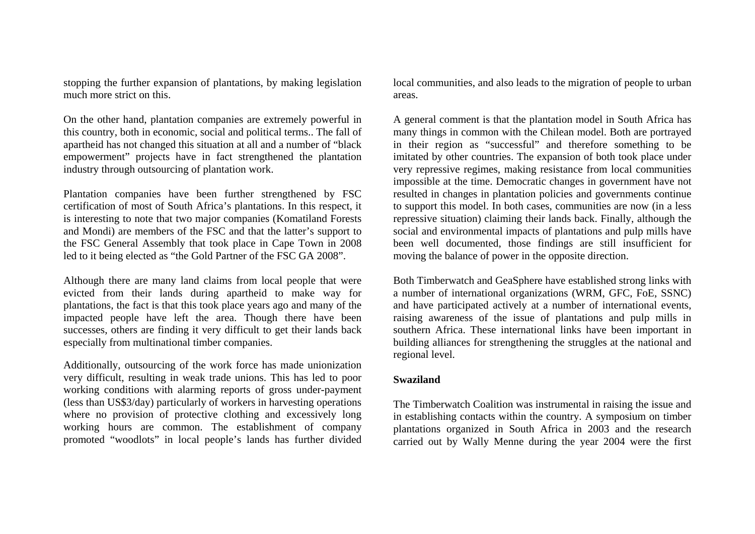stopping the further expansion of plantations, by making legislation much more strict on this.

On the other hand, plantation companies are extremely powerful in this country, both in economic, social and political terms.. The fall of apartheid has not changed this situation at all and a number of "black empowerment" projects have in fact strengthened the plantation industry through outsourcing of plantation work.

Plantation companies have been further strengthened by FSC certification of most of South Africa's plantations. In this respect, it is interesting to note that two major companies (Komatiland Forests and Mondi) are members of the FSC and that the latter's support to the FSC General Assembly that took place in Cape Town in 2008 led to it being elected as "the Gold Partner of the FSC GA 2008".

Although there are many land claims from local people that were evicted from their lands during apartheid to make way for plantations, the fact is that this took place years ago and many of the impacted people have left the area. Though there have been successes, others are finding it very difficult to get their lands back especially from multinational timber companies.

Additionally, outsourcing of the work force has made unionization very difficult, resulting in weak trade unions. This has led to poor working conditions with alarming reports of gross under-payment (less than US$3/day) particularly of workers in harvesting operations where no provision of protective clothing and excessively long working hours are common. The establishment of company promoted "woodlots" in local people's lands has further divided local communities, and also leads to the migration of people to urban areas.

A general comment is that the plantation model in South Africa has many things in common with the Chilean model. Both are portrayed in their region as "successful" and therefore something to be imitated by other countries. The expansion of both took place under very repressive regimes, making resistance from local communities impossible at the time. Democratic changes in government have not resulted in changes in plantation policies and governments continue to support this model. In both cases, communities are now (in a less repressive situation) claiming their lands back. Finally, although the social and environmental impacts of plantations and pulp mills have been well documented, those findings are still insufficient for moving the balance of power in the opposite direction.

Both Timberwatch and GeaSphere have established strong links with a number of international organizations (WRM, GFC, FoE, SSNC) and have participated actively at a number of international events, raising awareness of the issue of plantations and pulp mills in southern Africa. These international links have been important in building alliances for strengthening the struggles at the national and regional level.

**Swaziland**

The Timberwatch Coalition was instrumental in raising the issue and in establishing contacts within the country. A symposium on timber plantations organized in South Africa in 2003 and the research carried out by Wally Menne during the year 2004 were the first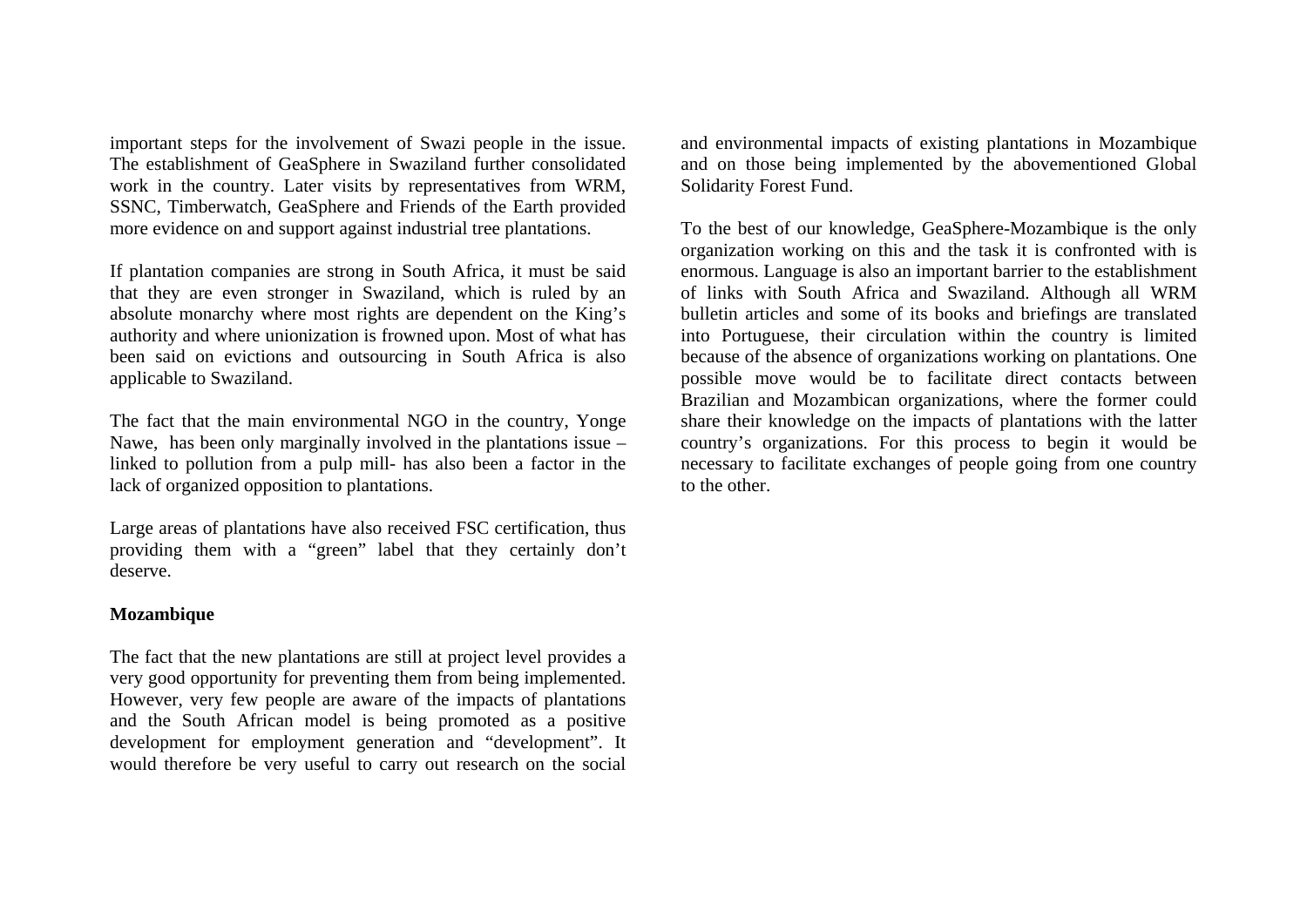important steps for the involvement of Swazi people in the issue. The establishment of GeaSphere in Swaziland further consolidated work in the country. Later visits by representatives from WRM, SSNC, Timberwatch, GeaSphere and Friends of the Earth provided more evidence on and support against industrial tree plantations.

If plantation companies are strong in South Africa, it must be said that they are even stronger in Swaziland, which is ruled by an absolute monarchy where most rights are dependent on the King's authority and where unionization is frowned upon. Most of what has been said on evictions and outsourcing in South Africa is also applicable to Swaziland.

The fact that the main environmental NGO in the country, Yonge Nawe, has been only marginally involved in the plantations issue – linked to pollution from a pulp mill- has also been a factor in the lack of organized opposition to plantations.

Large areas of plantations have also received FSC certification, thus providing them with a "green" label that they certainly don't deserve.

**Mozambique**

The fact that the new plantations are still at project level provides a very good opportunity for preventing them from being implemented. However, very few people are aware of the impacts of plantations and the South African model is being promoted as a positive development for employment generation and "development". It would therefore be very useful to carry out research on the social and environmental impacts of existing plantations in Mozambique and on those being implemented by the abovementioned Global Solidarity Forest Fund.

To the best of our knowledge, GeaSphere-Mozambique is the only organization working on this and the task it is confronted with is enormous. Language is also an important barrier to the establishment of links with South Africa and Swaziland. Although all WRM bulletin articles and some of its books and briefings are translated into Portuguese, their circulation within the country is limited because of the absence of organizations working on plantations. One possible move would be to facilitate direct contacts between Brazilian and Mozambican organizations, where the former could share their knowledge on the impacts of plantations with the latter country's organizations. For this process to begin it would be necessary to facilitate exchanges of people going from one country to the other.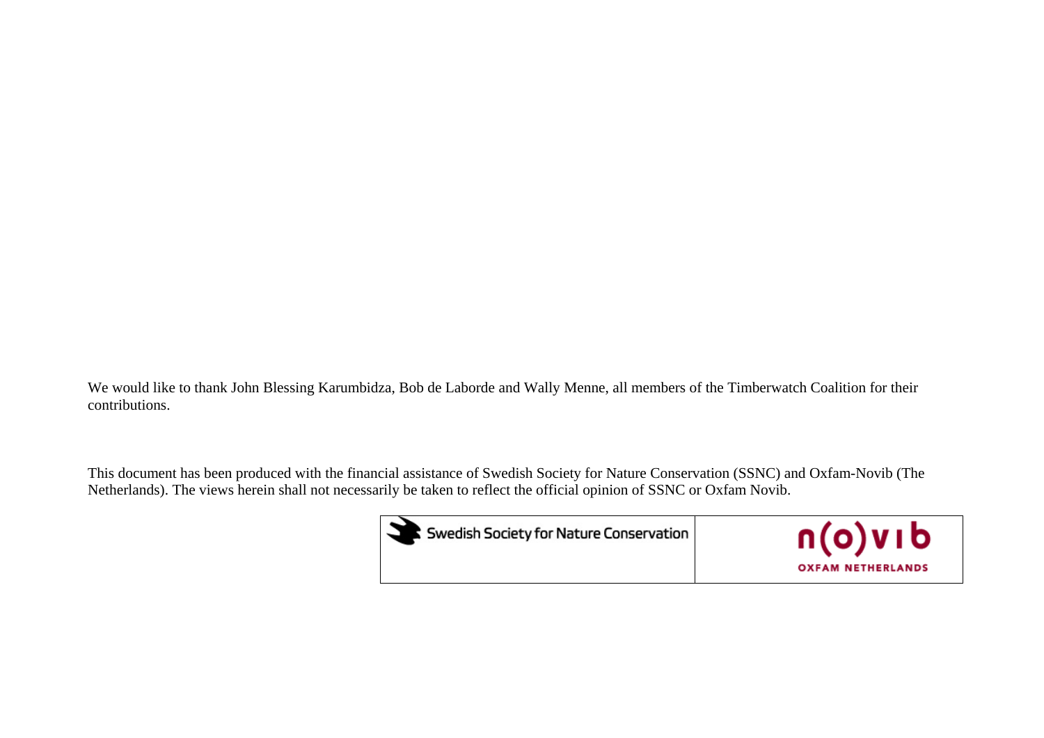We would like to thank John Blessing Karumbidza, Bob de Laborde and Wally Menne, all members of the Timberwatch Coalition for their contributions.

This document has been produced with the financial assistance of Swedish Society for Nature Conservation (SSNC) and Oxfam-Novib (The Netherlands). The views herein shall not necessarily be taken to reflect the official opinion of SSNC or Oxfam Novib.

| | |
|---|---|
| Swedish Society for Nature Conservation | n(o)vib OXFAM NETHERLANDS |